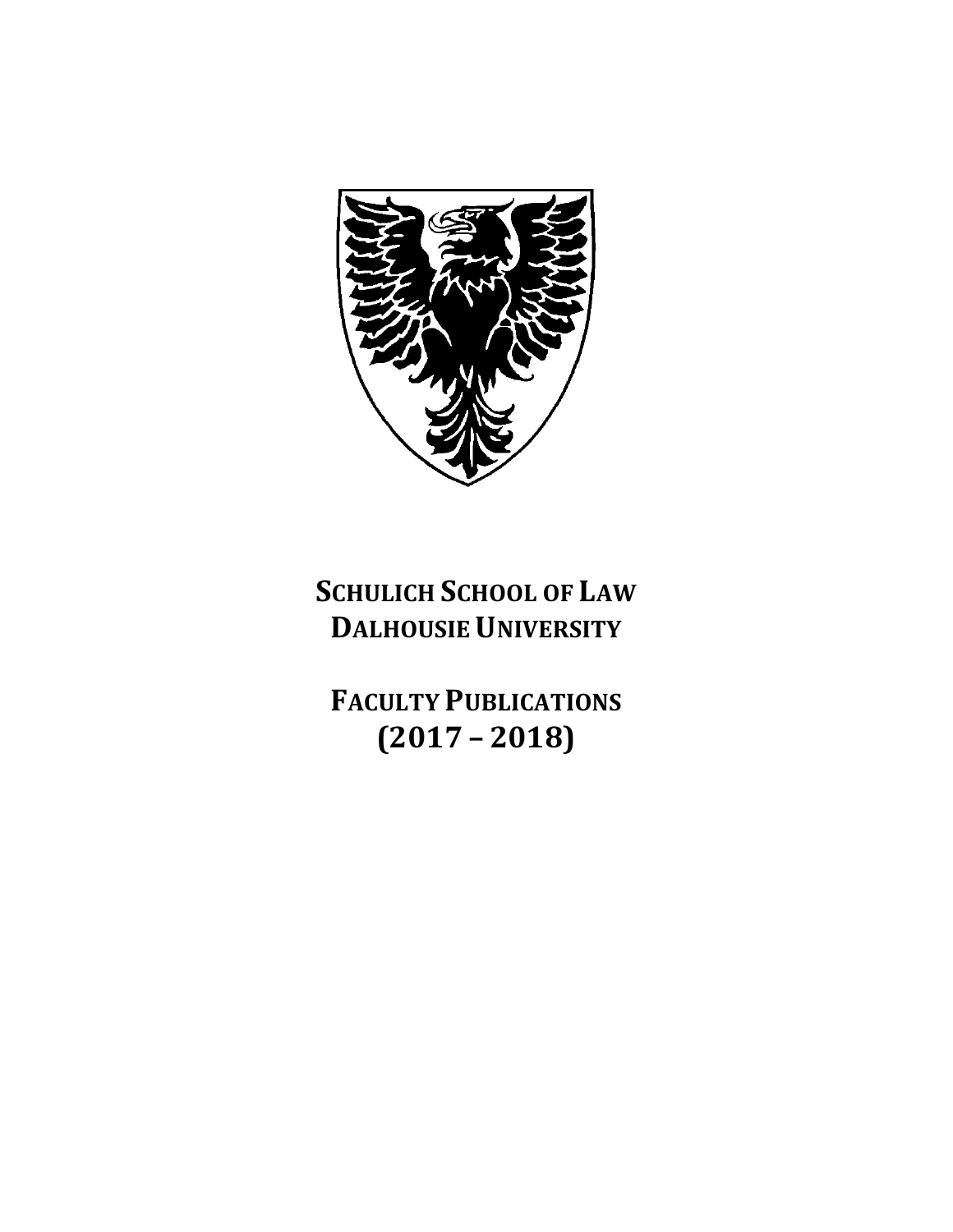# SCHULICH SCHOOL OF LAW
# DALHOUSIE UNIVERSITY

## FACULTY PUBLICATIONS
## (2017 – 2018)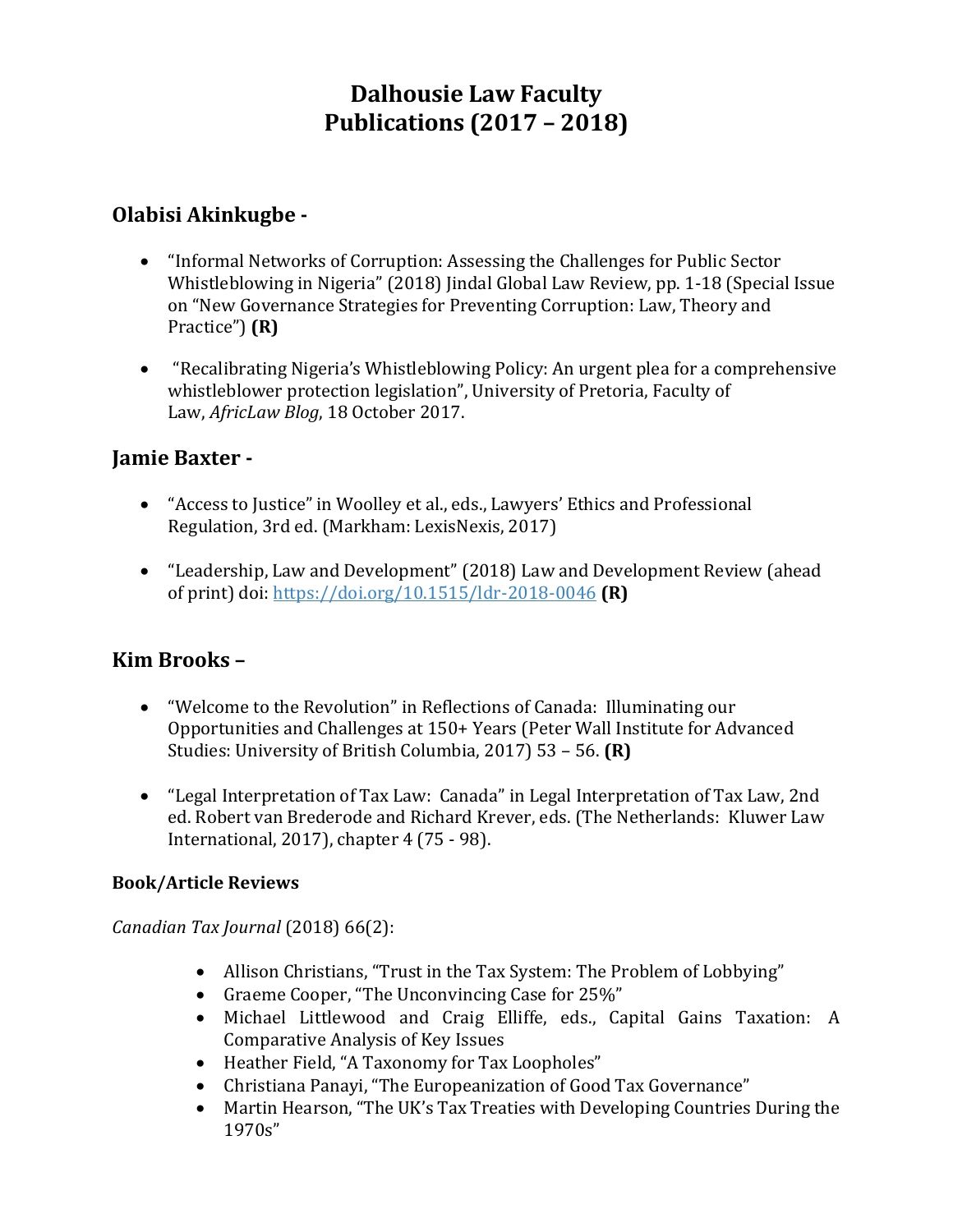# Dalhousie Law Faculty
# Publications (2017 – 2018)

## Olabisi Akinkugbe -

- "Informal Networks of Corruption: Assessing the Challenges for Public Sector Whistleblowing in Nigeria" (2018) Jindal Global Law Review, pp. 1-18 (Special Issue on "New Governance Strategies for Preventing Corruption: Law, Theory and Practice") **(R)**

- "Recalibrating Nigeria's Whistleblowing Policy: An urgent plea for a comprehensive whistleblower protection legislation", University of Pretoria, Faculty of Law, *AfricLaw Blog*, 18 October 2017.

## Jamie Baxter -

- "Access to Justice" in Woolley et al., eds., Lawyers' Ethics and Professional Regulation, 3rd ed. (Markham: LexisNexis, 2017)

- "Leadership, Law and Development" (2018) Law and Development Review (ahead of print) doi: https://doi.org/10.1515/ldr-2018-0046 **(R)**

## Kim Brooks –

- "Welcome to the Revolution" in Reflections of Canada: Illuminating our Opportunities and Challenges at 150+ Years (Peter Wall Institute for Advanced Studies: University of British Columbia, 2017) 53 – 56. **(R)**

- "Legal Interpretation of Tax Law: Canada" in Legal Interpretation of Tax Law, 2nd ed. Robert van Brederode and Richard Krever, eds. (The Netherlands: Kluwer Law International, 2017), chapter 4 (75 - 98).

### Book/Article Reviews

*Canadian Tax Journal* (2018) 66(2):

- Allison Christians, "Trust in the Tax System: The Problem of Lobbying"
- Graeme Cooper, "The Unconvincing Case for 25%"
- Michael Littlewood and Craig Elliffe, eds., Capital Gains Taxation: A Comparative Analysis of Key Issues
- Heather Field, "A Taxonomy for Tax Loopholes"
- Christiana Panayi, "The Europeanization of Good Tax Governance"
- Martin Hearson, "The UK's Tax Treaties with Developing Countries During the 1970s"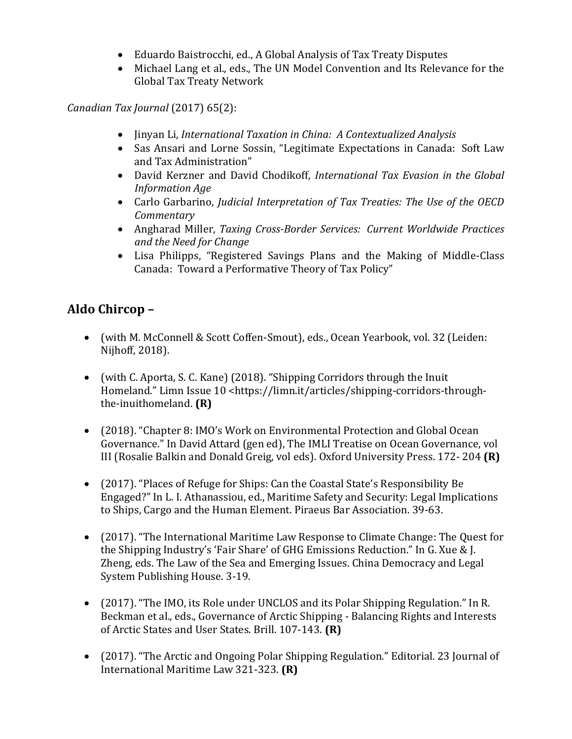- Eduardo Baistrocchi, ed., A Global Analysis of Tax Treaty Disputes
- Michael Lang et al., eds., The UN Model Convention and Its Relevance for the Global Tax Treaty Network

*Canadian Tax Journal* (2017) 65(2):

- Jinyan Li, *International Taxation in China: A Contextualized Analysis*
- Sas Ansari and Lorne Sossin, "Legitimate Expectations in Canada: Soft Law and Tax Administration"
- David Kerzner and David Chodikoff, *International Tax Evasion in the Global Information Age*
- Carlo Garbarino, *Judicial Interpretation of Tax Treaties: The Use of the OECD Commentary*
- Angharad Miller, *Taxing Cross-Border Services: Current Worldwide Practices and the Need for Change*
- Lisa Philipps, "Registered Savings Plans and the Making of Middle-Class Canada: Toward a Performative Theory of Tax Policy"

## Aldo Chircop –

- (with M. McConnell & Scott Coffen-Smout), eds., Ocean Yearbook, vol. 32 (Leiden: Nijhoff, 2018).

- (with C. Aporta, S. C. Kane) (2018). "Shipping Corridors through the Inuit Homeland." Limn Issue 10 <https://limn.it/articles/shipping-corridors-through-the-inuithomeland. **(R)**

- (2018). "Chapter 8: IMO's Work on Environmental Protection and Global Ocean Governance." In David Attard (gen ed), The IMLI Treatise on Ocean Governance, vol III (Rosalie Balkin and Donald Greig, vol eds). Oxford University Press. 172- 204 **(R)**

- (2017). "Places of Refuge for Ships: Can the Coastal State's Responsibility Be Engaged?" In L. I. Athanassiou, ed., Maritime Safety and Security: Legal Implications to Ships, Cargo and the Human Element. Piraeus Bar Association. 39-63.

- (2017). "The International Maritime Law Response to Climate Change: The Quest for the Shipping Industry's 'Fair Share' of GHG Emissions Reduction." In G. Xue & J. Zheng, eds. The Law of the Sea and Emerging Issues. China Democracy and Legal System Publishing House. 3-19.

- (2017). "The IMO, its Role under UNCLOS and its Polar Shipping Regulation." In R. Beckman et al., eds., Governance of Arctic Shipping - Balancing Rights and Interests of Arctic States and User States. Brill. 107-143. **(R)**

- (2017). "The Arctic and Ongoing Polar Shipping Regulation." Editorial. 23 Journal of International Maritime Law 321-323. **(R)**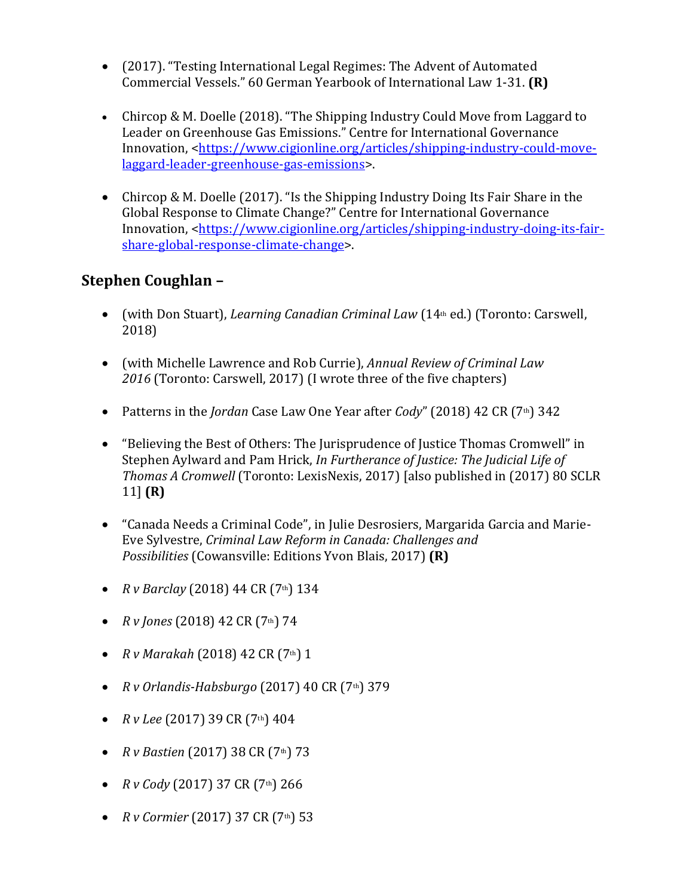- (2017). "Testing International Legal Regimes: The Advent of Automated Commercial Vessels." 60 German Yearbook of International Law 1-31. **(R)**

- Chircop & M. Doelle (2018). "The Shipping Industry Could Move from Laggard to Leader on Greenhouse Gas Emissions." Centre for International Governance Innovation, <https://www.cigionline.org/articles/shipping-industry-could-move-laggard-leader-greenhouse-gas-emissions>.

- Chircop & M. Doelle (2017). "Is the Shipping Industry Doing Its Fair Share in the Global Response to Climate Change?" Centre for International Governance Innovation, <https://www.cigionline.org/articles/shipping-industry-doing-its-fair-share-global-response-climate-change>.

## Stephen Coughlan –

- (with Don Stuart), *Learning Canadian Criminal Law* (14th ed.) (Toronto: Carswell, 2018)

- (with Michelle Lawrence and Rob Currie), *Annual Review of Criminal Law 2016* (Toronto: Carswell, 2017) (I wrote three of the five chapters)

- Patterns in the *Jordan* Case Law One Year after *Cody*" (2018) 42 CR (7th) 342

- "Believing the Best of Others: The Jurisprudence of Justice Thomas Cromwell" in Stephen Aylward and Pam Hrick, *In Furtherance of Justice: The Judicial Life of Thomas A Cromwell* (Toronto: LexisNexis, 2017) [also published in (2017) 80 SCLR 11] **(R)**

- "Canada Needs a Criminal Code", in Julie Desrosiers, Margarida Garcia and Marie-Eve Sylvestre, *Criminal Law Reform in Canada: Challenges and Possibilities* (Cowansville: Editions Yvon Blais, 2017) **(R)**

- *R v Barclay* (2018) 44 CR (7th) 134

- *R v Jones* (2018) 42 CR (7th) 74

- *R v Marakah* (2018) 42 CR (7th) 1

- *R v Orlandis-Habsburgo* (2017) 40 CR (7th) 379

- *R v Lee* (2017) 39 CR (7th) 404

- *R v Bastien* (2017) 38 CR (7th) 73

- *R v Cody* (2017) 37 CR (7th) 266

- *R v Cormier* (2017) 37 CR (7th) 53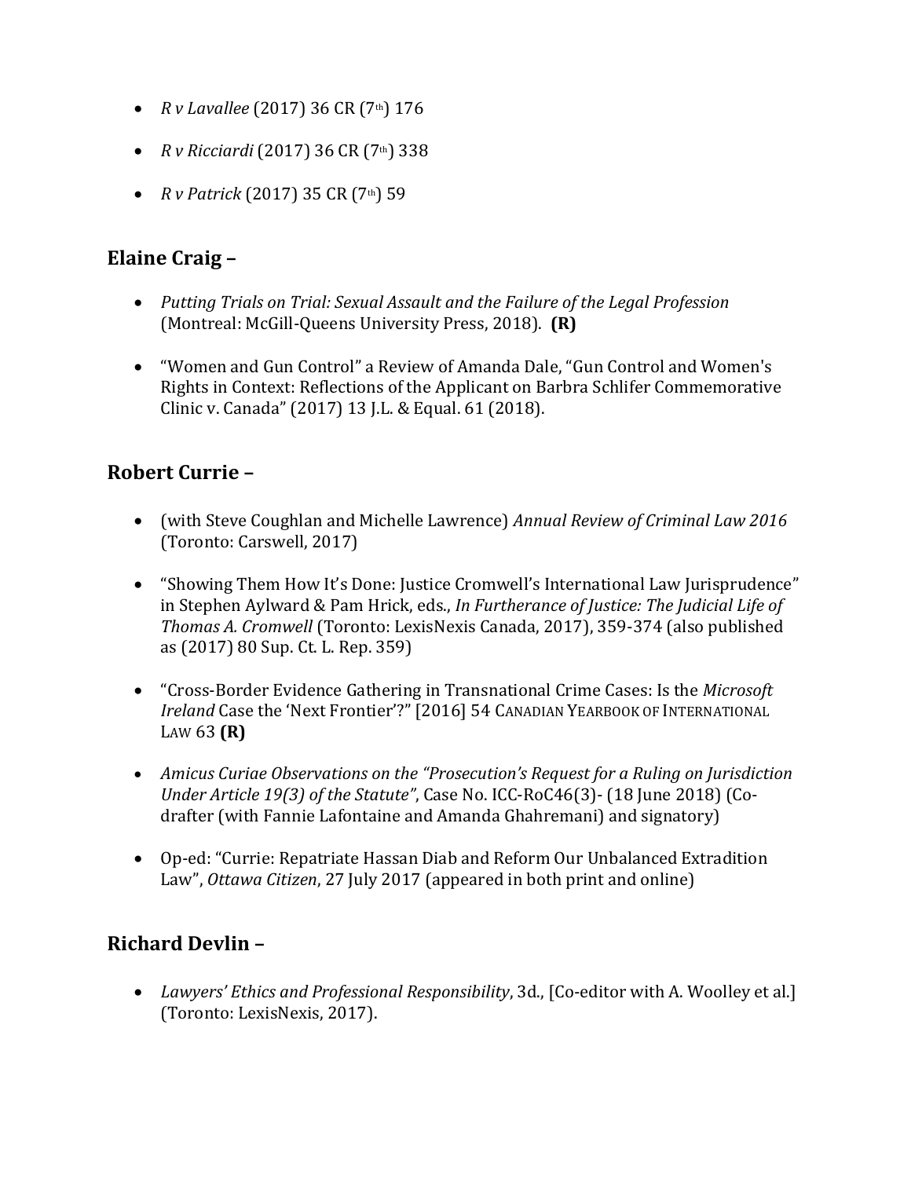- *R v Lavallee* (2017) 36 CR (7th) 176
- *R v Ricciardi* (2017) 36 CR (7th) 338
- *R v Patrick* (2017) 35 CR (7th) 59

## Elaine Craig –

- *Putting Trials on Trial: Sexual Assault and the Failure of the Legal Profession* (Montreal: McGill-Queens University Press, 2018). **(R)**
- "Women and Gun Control" a Review of Amanda Dale, "Gun Control and Women's Rights in Context: Reflections of the Applicant on Barbra Schlifer Commemorative Clinic v. Canada" (2017) 13 J.L. & Equal. 61 (2018).

## Robert Currie –

- (with Steve Coughlan and Michelle Lawrence) *Annual Review of Criminal Law 2016* (Toronto: Carswell, 2017)
- "Showing Them How It's Done: Justice Cromwell's International Law Jurisprudence" in Stephen Aylward & Pam Hrick, eds., *In Furtherance of Justice: The Judicial Life of Thomas A. Cromwell* (Toronto: LexisNexis Canada, 2017), 359-374 (also published as (2017) 80 Sup. Ct. L. Rep. 359)
- "Cross-Border Evidence Gathering in Transnational Crime Cases: Is the *Microsoft Ireland* Case the 'Next Frontier'?" [2016] 54 CANADIAN YEARBOOK OF INTERNATIONAL LAW 63 **(R)**
- *Amicus Curiae Observations on the "Prosecution's Request for a Ruling on Jurisdiction Under Article 19(3) of the Statute"*, Case No. ICC-RoC46(3)- (18 June 2018) (Co-drafter (with Fannie Lafontaine and Amanda Ghahremani) and signatory)
- Op-ed: "Currie: Repatriate Hassan Diab and Reform Our Unbalanced Extradition Law", *Ottawa Citizen*, 27 July 2017 (appeared in both print and online)

## Richard Devlin –

- *Lawyers' Ethics and Professional Responsibility*, 3d., [Co-editor with A. Woolley et al.] (Toronto: LexisNexis, 2017).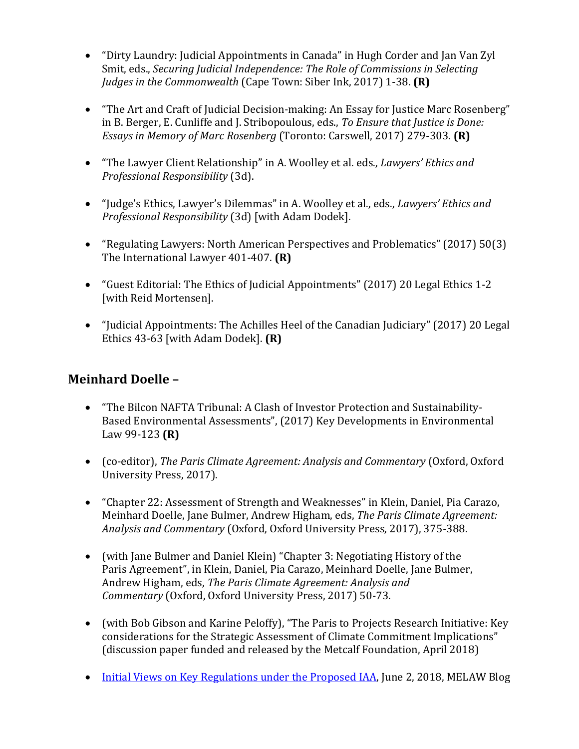- "Dirty Laundry: Judicial Appointments in Canada" in Hugh Corder and Jan Van Zyl Smit, eds., *Securing Judicial Independence: The Role of Commissions in Selecting Judges in the Commonwealth* (Cape Town: Siber Ink, 2017) 1-38. **(R)**

- "The Art and Craft of Judicial Decision-making: An Essay for Justice Marc Rosenberg" in B. Berger, E. Cunliffe and J. Stribopoulous, eds., *To Ensure that Justice is Done: Essays in Memory of Marc Rosenberg* (Toronto: Carswell, 2017) 279-303. **(R)**

- "The Lawyer Client Relationship" in A. Woolley et al. eds., *Lawyers' Ethics and Professional Responsibility* (3d).

- "Judge's Ethics, Lawyer's Dilemmas" in A. Woolley et al., eds., *Lawyers' Ethics and Professional Responsibility* (3d) [with Adam Dodek].

- "Regulating Lawyers: North American Perspectives and Problematics" (2017) 50(3) The International Lawyer 401-407. **(R)**

- "Guest Editorial: The Ethics of Judicial Appointments" (2017) 20 Legal Ethics 1-2 [with Reid Mortensen].

- "Judicial Appointments: The Achilles Heel of the Canadian Judiciary" (2017) 20 Legal Ethics 43-63 [with Adam Dodek]. **(R)**

## Meinhard Doelle –

- "The Bilcon NAFTA Tribunal: A Clash of Investor Protection and Sustainability-Based Environmental Assessments", (2017) Key Developments in Environmental Law 99-123 **(R)**

- (co-editor), *The Paris Climate Agreement: Analysis and Commentary* (Oxford, Oxford University Press, 2017).

- "Chapter 22: Assessment of Strength and Weaknesses" in Klein, Daniel, Pia Carazo, Meinhard Doelle, Jane Bulmer, Andrew Higham, eds, *The Paris Climate Agreement: Analysis and Commentary* (Oxford, Oxford University Press, 2017), 375-388.

- (with Jane Bulmer and Daniel Klein) "Chapter 3: Negotiating History of the Paris Agreement", in Klein, Daniel, Pia Carazo, Meinhard Doelle, Jane Bulmer, Andrew Higham, eds, *The Paris Climate Agreement: Analysis and Commentary* (Oxford, Oxford University Press, 2017) 50-73.

- (with Bob Gibson and Karine Peloffy), "The Paris to Projects Research Initiative: Key considerations for the Strategic Assessment of Climate Commitment Implications" (discussion paper funded and released by the Metcalf Foundation, April 2018)

- Initial Views on Key Regulations under the Proposed IAA, June 2, 2018, MELAW Blog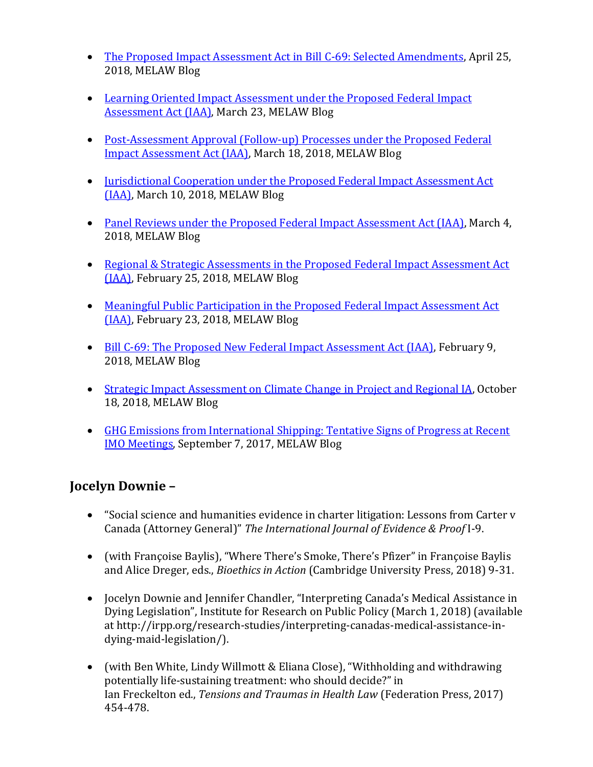- The Proposed Impact Assessment Act in Bill C-69: Selected Amendments, April 25, 2018, MELAW Blog

- Learning Oriented Impact Assessment under the Proposed Federal Impact Assessment Act (IAA), March 23, MELAW Blog

- Post-Assessment Approval (Follow-up) Processes under the Proposed Federal Impact Assessment Act (IAA), March 18, 2018, MELAW Blog

- Jurisdictional Cooperation under the Proposed Federal Impact Assessment Act (IAA), March 10, 2018, MELAW Blog

- Panel Reviews under the Proposed Federal Impact Assessment Act (IAA), March 4, 2018, MELAW Blog

- Regional & Strategic Assessments in the Proposed Federal Impact Assessment Act (IAA), February 25, 2018, MELAW Blog

- Meaningful Public Participation in the Proposed Federal Impact Assessment Act (IAA), February 23, 2018, MELAW Blog

- Bill C-69: The Proposed New Federal Impact Assessment Act (IAA), February 9, 2018, MELAW Blog

- Strategic Impact Assessment on Climate Change in Project and Regional IA, October 18, 2018, MELAW Blog

- GHG Emissions from International Shipping: Tentative Signs of Progress at Recent IMO Meetings, September 7, 2017, MELAW Blog

## Jocelyn Downie –

- "Social science and humanities evidence in charter litigation: Lessons from Carter v Canada (Attorney General)" *The International Journal of Evidence & Proof* I-9.

- (with Françoise Baylis), "Where There's Smoke, There's Pfizer" in Françoise Baylis and Alice Dreger, eds., *Bioethics in Action* (Cambridge University Press, 2018) 9-31.

- Jocelyn Downie and Jennifer Chandler, "Interpreting Canada's Medical Assistance in Dying Legislation", Institute for Research on Public Policy (March 1, 2018) (available at http://irpp.org/research-studies/interpreting-canadas-medical-assistance-in-dying-maid-legislation/).

- (with Ben White, Lindy Willmott & Eliana Close), "Withholding and withdrawing potentially life-sustaining treatment: who should decide?" in Ian Freckelton ed., *Tensions and Traumas in Health Law* (Federation Press, 2017) 454-478.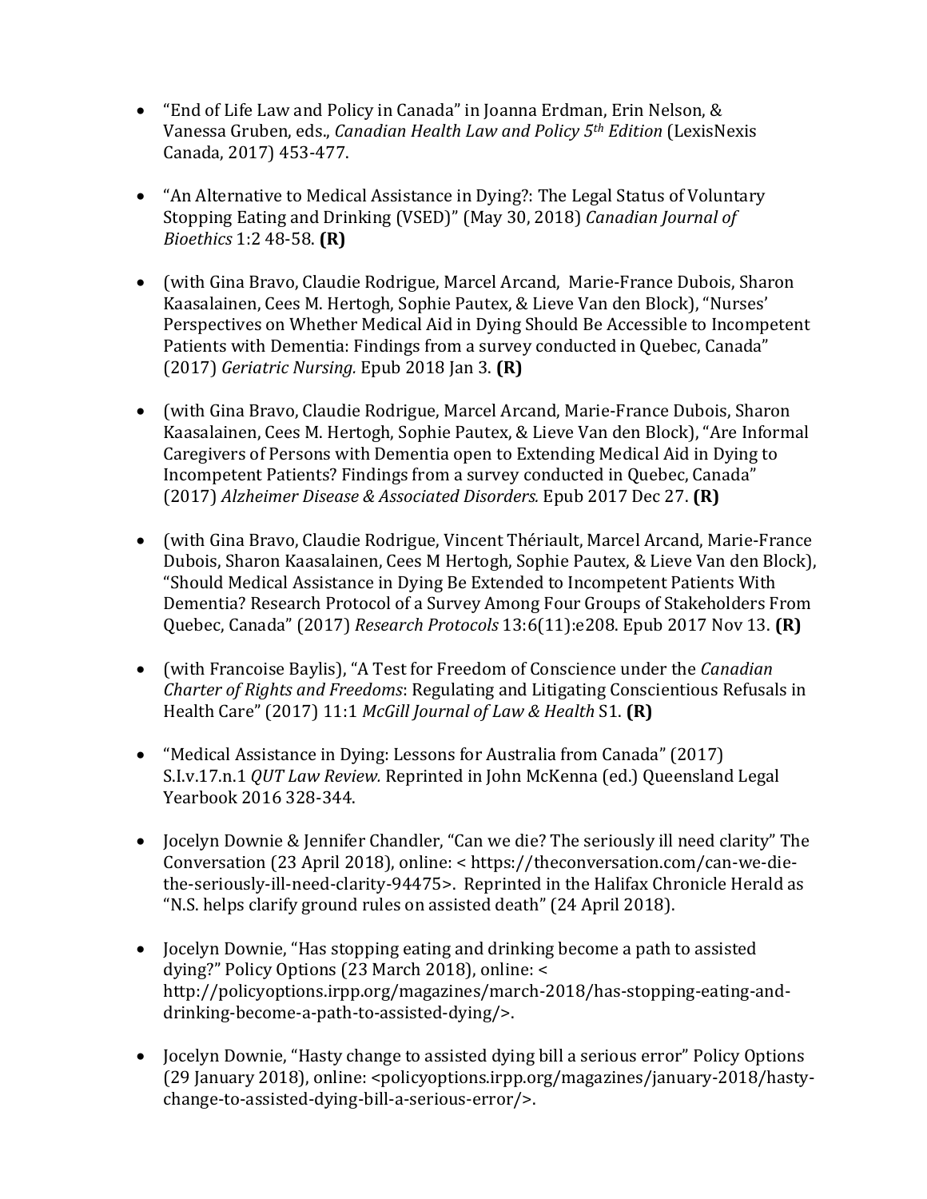- "End of Life Law and Policy in Canada" in Joanna Erdman, Erin Nelson, & Vanessa Gruben, eds., *Canadian Health Law and Policy 5th Edition* (LexisNexis Canada, 2017) 453-477.

- "An Alternative to Medical Assistance in Dying?: The Legal Status of Voluntary Stopping Eating and Drinking (VSED)" (May 30, 2018) *Canadian Journal of Bioethics* 1:2 48-58. **(R)**

- (with Gina Bravo, Claudie Rodrigue, Marcel Arcand, Marie-France Dubois, Sharon Kaasalainen, Cees M. Hertogh, Sophie Pautex, & Lieve Van den Block), "Nurses' Perspectives on Whether Medical Aid in Dying Should Be Accessible to Incompetent Patients with Dementia: Findings from a survey conducted in Quebec, Canada" (2017) *Geriatric Nursing.* Epub 2018 Jan 3. **(R)**

- (with Gina Bravo, Claudie Rodrigue, Marcel Arcand, Marie-France Dubois, Sharon Kaasalainen, Cees M. Hertogh, Sophie Pautex, & Lieve Van den Block), "Are Informal Caregivers of Persons with Dementia open to Extending Medical Aid in Dying to Incompetent Patients? Findings from a survey conducted in Quebec, Canada" (2017) *Alzheimer Disease & Associated Disorders.* Epub 2017 Dec 27. **(R)**

- (with Gina Bravo, Claudie Rodrigue, Vincent Thériault, Marcel Arcand, Marie-France Dubois, Sharon Kaasalainen, Cees M Hertogh, Sophie Pautex, & Lieve Van den Block), "Should Medical Assistance in Dying Be Extended to Incompetent Patients With Dementia? Research Protocol of a Survey Among Four Groups of Stakeholders From Quebec, Canada" (2017) *Research Protocols* 13:6(11):e208. Epub 2017 Nov 13. **(R)**

- (with Francoise Baylis), "A Test for Freedom of Conscience under the *Canadian Charter of Rights and Freedoms*: Regulating and Litigating Conscientious Refusals in Health Care" (2017) 11:1 *McGill Journal of Law & Health* S1. **(R)**

- "Medical Assistance in Dying: Lessons for Australia from Canada" (2017) S.I.v.17.n.1 *QUT Law Review.* Reprinted in John McKenna (ed.) Queensland Legal Yearbook 2016 328-344.

- Jocelyn Downie & Jennifer Chandler, "Can we die? The seriously ill need clarity" The Conversation (23 April 2018), online: < https://theconversation.com/can-we-die-the-seriously-ill-need-clarity-94475>. Reprinted in the Halifax Chronicle Herald as "N.S. helps clarify ground rules on assisted death" (24 April 2018).

- Jocelyn Downie, "Has stopping eating and drinking become a path to assisted dying?" Policy Options (23 March 2018), online: < http://policyoptions.irpp.org/magazines/march-2018/has-stopping-eating-and-drinking-become-a-path-to-assisted-dying/>.

- Jocelyn Downie, "Hasty change to assisted dying bill a serious error" Policy Options (29 January 2018), online: <policyoptions.irpp.org/magazines/january-2018/hasty-change-to-assisted-dying-bill-a-serious-error/>.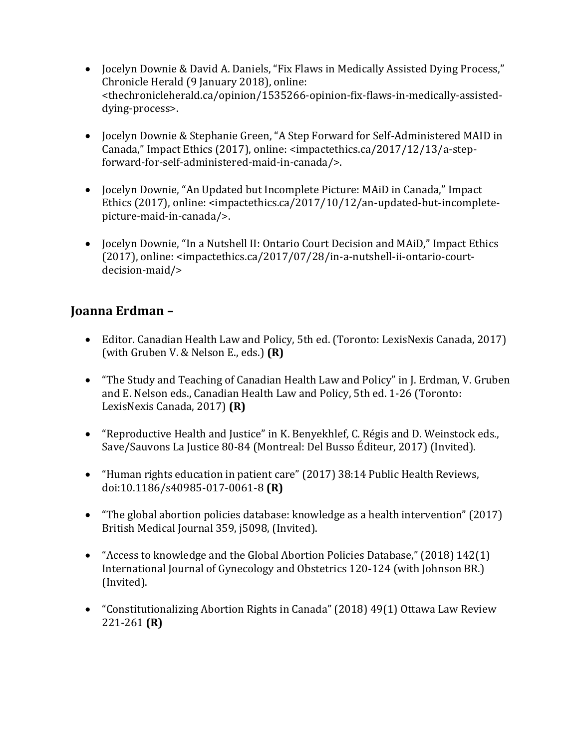- Jocelyn Downie & David A. Daniels, "Fix Flaws in Medically Assisted Dying Process," Chronicle Herald (9 January 2018), online: <thechronicleherald.ca/opinion/1535266-opinion-fix-flaws-in-medically-assisted-dying-process>.

- Jocelyn Downie & Stephanie Green, "A Step Forward for Self-Administered MAID in Canada," Impact Ethics (2017), online: <impactethics.ca/2017/12/13/a-step-forward-for-self-administered-maid-in-canada/>.

- Jocelyn Downie, "An Updated but Incomplete Picture: MAiD in Canada," Impact Ethics (2017), online: <impactethics.ca/2017/10/12/an-updated-but-incomplete-picture-maid-in-canada/>.

- Jocelyn Downie, "In a Nutshell II: Ontario Court Decision and MAiD," Impact Ethics (2017), online: <impactethics.ca/2017/07/28/in-a-nutshell-ii-ontario-court-decision-maid/>

## Joanna Erdman –

- Editor. Canadian Health Law and Policy, 5th ed. (Toronto: LexisNexis Canada, 2017) (with Gruben V. & Nelson E., eds.) **(R)**

- "The Study and Teaching of Canadian Health Law and Policy" in J. Erdman, V. Gruben and E. Nelson eds., Canadian Health Law and Policy, 5th ed. 1-26 (Toronto: LexisNexis Canada, 2017) **(R)**

- "Reproductive Health and Justice" in K. Benyekhlef, C. Régis and D. Weinstock eds., Save/Sauvons La Justice 80-84 (Montreal: Del Busso Éditeur, 2017) (Invited).

- "Human rights education in patient care" (2017) 38:14 Public Health Reviews, doi:10.1186/s40985-017-0061-8 **(R)**

- "The global abortion policies database: knowledge as a health intervention" (2017) British Medical Journal 359, j5098, (Invited).

- "Access to knowledge and the Global Abortion Policies Database," (2018) 142(1) International Journal of Gynecology and Obstetrics 120-124 (with Johnson BR.) (Invited).

- "Constitutionalizing Abortion Rights in Canada" (2018) 49(1) Ottawa Law Review 221-261 **(R)**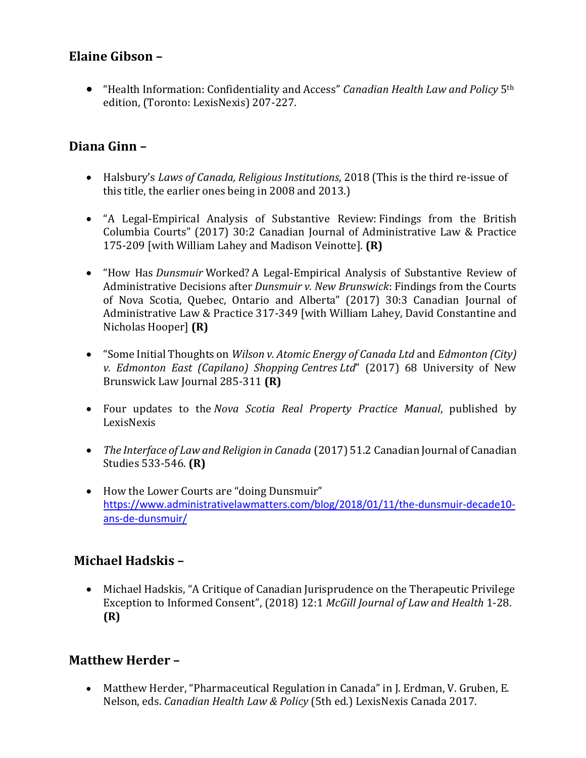## Elaine Gibson –

- "Health Information: Confidentiality and Access" *Canadian Health Law and Policy* 5th edition, (Toronto: LexisNexis) 207-227.

## Diana Ginn –

- Halsbury's *Laws of Canada, Religious Institutions*, 2018 (This is the third re-issue of this title, the earlier ones being in 2008 and 2013.)

- "A Legal-Empirical Analysis of Substantive Review: Findings from the British Columbia Courts" (2017) 30:2 Canadian Journal of Administrative Law & Practice 175-209 [with William Lahey and Madison Veinotte]. **(R)**

- "How Has *Dunsmuir* Worked? A Legal-Empirical Analysis of Substantive Review of Administrative Decisions after *Dunsmuir v. New Brunswick*: Findings from the Courts of Nova Scotia, Quebec, Ontario and Alberta" (2017) 30:3 Canadian Journal of Administrative Law & Practice 317-349 [with William Lahey, David Constantine and Nicholas Hooper] **(R)**

- "Some Initial Thoughts on *Wilson v. Atomic Energy of Canada Ltd* and *Edmonton (City) v. Edmonton East (Capilano) Shopping Centres Ltd*" (2017) 68 University of New Brunswick Law Journal 285-311 **(R)**

- Four updates to the *Nova Scotia Real Property Practice Manual*, published by LexisNexis

- *The Interface of Law and Religion in Canada* (2017) 51.2 Canadian Journal of Canadian Studies 533-546. **(R)**

- How the Lower Courts are "doing Dunsmuir" https://www.administrativelawmatters.com/blog/2018/01/11/the-dunsmuir-decade10-ans-de-dunsmuir/

## Michael Hadskis –

- Michael Hadskis, "A Critique of Canadian Jurisprudence on the Therapeutic Privilege Exception to Informed Consent", (2018) 12:1 *McGill Journal of Law and Health* 1-28. **(R)**

## Matthew Herder –

- Matthew Herder, "Pharmaceutical Regulation in Canada" in J. Erdman, V. Gruben, E. Nelson, eds. *Canadian Health Law & Policy* (5th ed.) LexisNexis Canada 2017.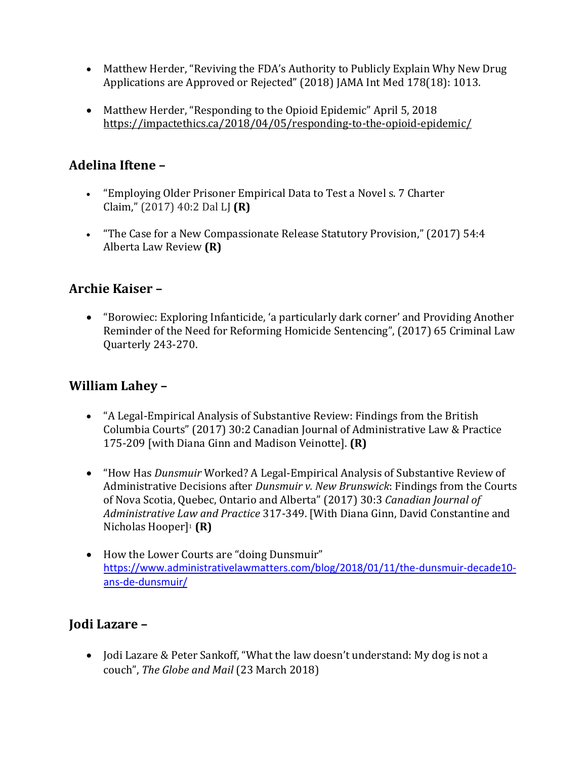- Matthew Herder, "Reviving the FDA's Authority to Publicly Explain Why New Drug Applications are Approved or Rejected" (2018) JAMA Int Med 178(18): 1013.

- Matthew Herder, "Responding to the Opioid Epidemic" April 5, 2018 https://impactethics.ca/2018/04/05/responding-to-the-opioid-epidemic/

## Adelina Iftene –

- "Employing Older Prisoner Empirical Data to Test a Novel s. 7 Charter Claim," (2017) 40:2 Dal LJ **(R)**

- "The Case for a New Compassionate Release Statutory Provision," (2017) 54:4 Alberta Law Review **(R)**

## Archie Kaiser –

- "Borowiec: Exploring Infanticide, 'a particularly dark corner' and Providing Another Reminder of the Need for Reforming Homicide Sentencing", (2017) 65 Criminal Law Quarterly 243-270.

## William Lahey –

- "A Legal-Empirical Analysis of Substantive Review: Findings from the British Columbia Courts" (2017) 30:2 Canadian Journal of Administrative Law & Practice 175-209 [with Diana Ginn and Madison Veinotte]. **(R)**

- "How Has *Dunsmuir* Worked? A Legal-Empirical Analysis of Substantive Review of Administrative Decisions after *Dunsmuir v. New Brunswick*: Findings from the Courts of Nova Scotia, Quebec, Ontario and Alberta" (2017) 30:3 *Canadian Journal of Administrative Law and Practice* 317-349. [With Diana Ginn, David Constantine and Nicholas Hooper][1] **(R)**

- How the Lower Courts are "doing Dunsmuir" https://www.administrativelawmatters.com/blog/2018/01/11/the-dunsmuir-decade10-ans-de-dunsmuir/

## Jodi Lazare –

- Jodi Lazare & Peter Sankoff, "What the law doesn't understand: My dog is not a couch", *The Globe and Mail* (23 March 2018)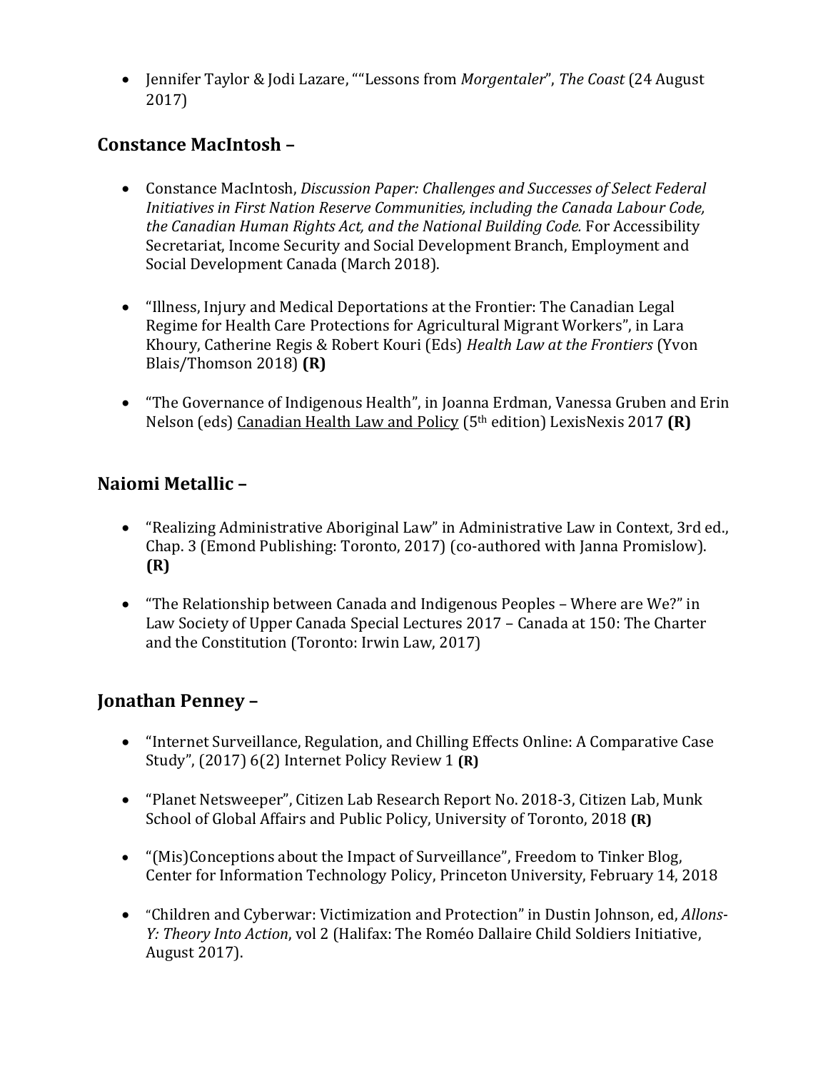- Jennifer Taylor & Jodi Lazare, ""Lessons from *Morgentaler*", *The Coast* (24 August 2017)

## Constance MacIntosh –

- Constance MacIntosh, *Discussion Paper: Challenges and Successes of Select Federal Initiatives in First Nation Reserve Communities, including the Canada Labour Code, the Canadian Human Rights Act, and the National Building Code.* For Accessibility Secretariat, Income Security and Social Development Branch, Employment and Social Development Canada (March 2018).

- "Illness, Injury and Medical Deportations at the Frontier: The Canadian Legal Regime for Health Care Protections for Agricultural Migrant Workers", in Lara Khoury, Catherine Regis & Robert Kouri (Eds) *Health Law at the Frontiers* (Yvon Blais/Thomson 2018) **(R)**

- "The Governance of Indigenous Health", in Joanna Erdman, Vanessa Gruben and Erin Nelson (eds) Canadian Health Law and Policy (5th edition) LexisNexis 2017 **(R)**

## Naiomi Metallic –

- "Realizing Administrative Aboriginal Law" in Administrative Law in Context, 3rd ed., Chap. 3 (Emond Publishing: Toronto, 2017) (co-authored with Janna Promislow). **(R)**

- "The Relationship between Canada and Indigenous Peoples – Where are We?" in Law Society of Upper Canada Special Lectures 2017 – Canada at 150: The Charter and the Constitution (Toronto: Irwin Law, 2017)

## Jonathan Penney –

- "Internet Surveillance, Regulation, and Chilling Effects Online: A Comparative Case Study", (2017) 6(2) Internet Policy Review 1 **(R)**

- "Planet Netsweeper", Citizen Lab Research Report No. 2018-3, Citizen Lab, Munk School of Global Affairs and Public Policy, University of Toronto, 2018 **(R)**

- "(Mis)Conceptions about the Impact of Surveillance", Freedom to Tinker Blog, Center for Information Technology Policy, Princeton University, February 14, 2018

- "Children and Cyberwar: Victimization and Protection" in Dustin Johnson, ed, *Allons-Y: Theory Into Action*, vol 2 (Halifax: The Roméo Dallaire Child Soldiers Initiative, August 2017).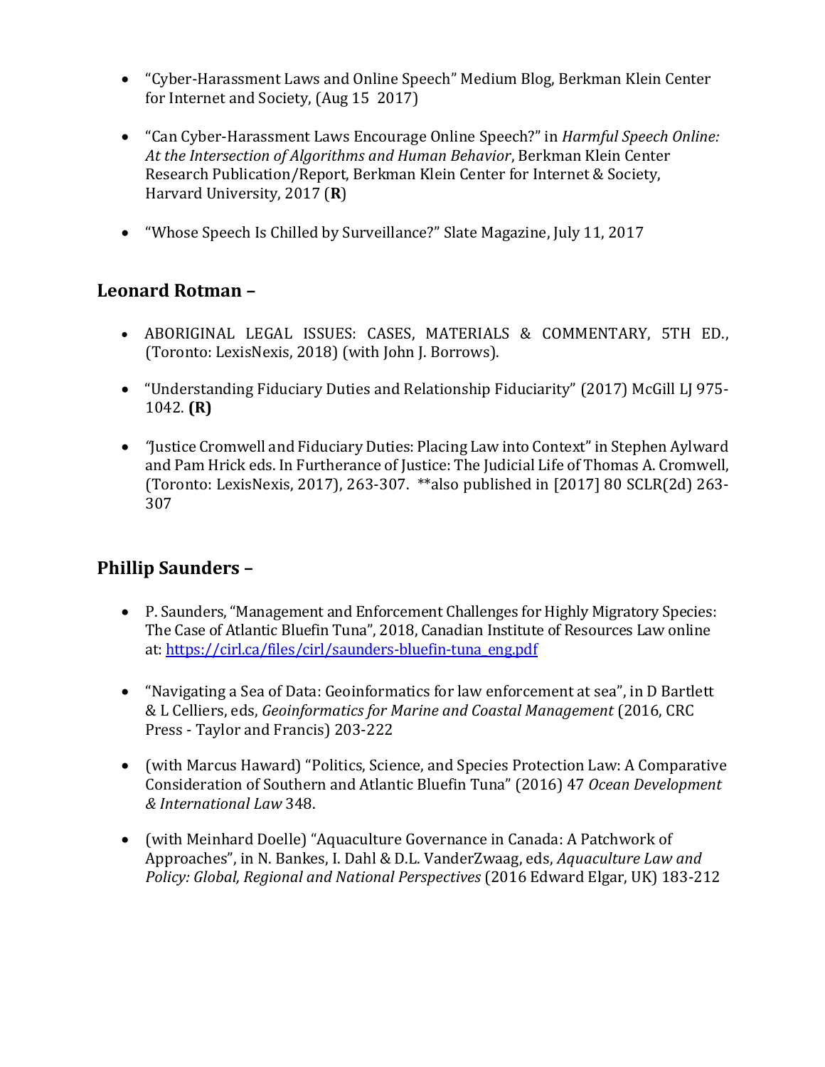- "Cyber-Harassment Laws and Online Speech" Medium Blog, Berkman Klein Center for Internet and Society, (Aug 15 2017)

- "Can Cyber-Harassment Laws Encourage Online Speech?" in *Harmful Speech Online: At the Intersection of Algorithms and Human Behavior*, Berkman Klein Center Research Publication/Report, Berkman Klein Center for Internet & Society, Harvard University, 2017 (**R**)

- "Whose Speech Is Chilled by Surveillance?" Slate Magazine, July 11, 2017

## Leonard Rotman –

- ABORIGINAL LEGAL ISSUES: CASES, MATERIALS & COMMENTARY, 5TH ED., (Toronto: LexisNexis, 2018) (with John J. Borrows).

- "Understanding Fiduciary Duties and Relationship Fiduciarity" (2017) McGill LJ 975-1042. **(R)**

- "Justice Cromwell and Fiduciary Duties: Placing Law into Context" in Stephen Aylward and Pam Hrick eds. In Furtherance of Justice: The Judicial Life of Thomas A. Cromwell, (Toronto: LexisNexis, 2017), 263-307. **also published in [2017] 80 SCLR(2d) 263-307

## Phillip Saunders –

- P. Saunders, "Management and Enforcement Challenges for Highly Migratory Species: The Case of Atlantic Bluefin Tuna", 2018, Canadian Institute of Resources Law online at: https://cirl.ca/files/cirl/saunders-bluefin-tuna_eng.pdf

- "Navigating a Sea of Data: Geoinformatics for law enforcement at sea", in D Bartlett & L Celliers, eds, *Geoinformatics for Marine and Coastal Management* (2016, CRC Press - Taylor and Francis) 203-222

- (with Marcus Haward) "Politics, Science, and Species Protection Law: A Comparative Consideration of Southern and Atlantic Bluefin Tuna" (2016) 47 *Ocean Development & International Law* 348.

- (with Meinhard Doelle) "Aquaculture Governance in Canada: A Patchwork of Approaches", in N. Bankes, I. Dahl & D.L. VanderZwaag, eds, *Aquaculture Law and Policy: Global, Regional and National Perspectives* (2016 Edward Elgar, UK) 183-212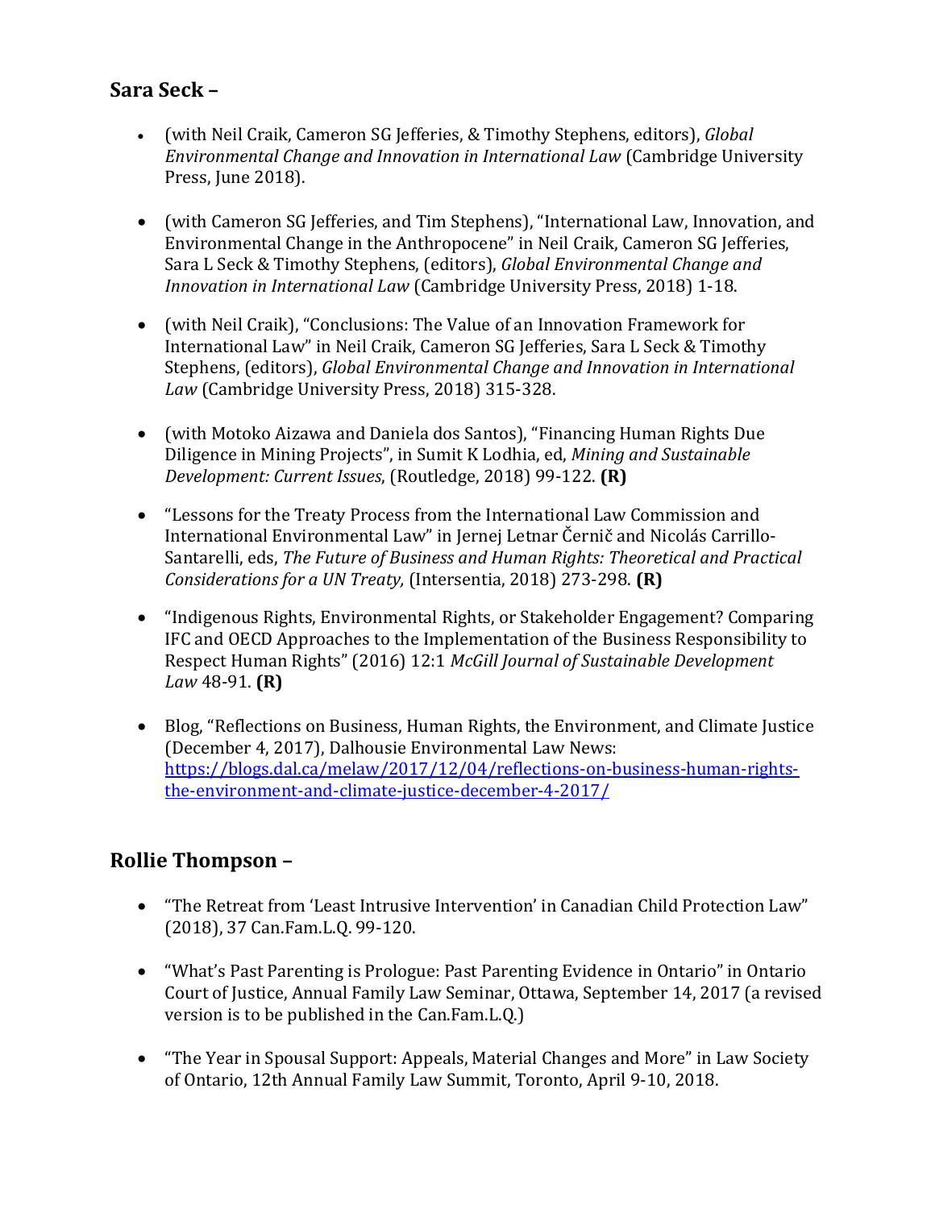## Sara Seck –

- (with Neil Craik, Cameron SG Jefferies, & Timothy Stephens, editors), *Global Environmental Change and Innovation in International Law* (Cambridge University Press, June 2018).

- (with Cameron SG Jefferies, and Tim Stephens), "International Law, Innovation, and Environmental Change in the Anthropocene" in Neil Craik, Cameron SG Jefferies, Sara L Seck & Timothy Stephens, (editors), *Global Environmental Change and Innovation in International Law* (Cambridge University Press, 2018) 1-18.

- (with Neil Craik), "Conclusions: The Value of an Innovation Framework for International Law" in Neil Craik, Cameron SG Jefferies, Sara L Seck & Timothy Stephens, (editors), *Global Environmental Change and Innovation in International Law* (Cambridge University Press, 2018) 315-328.

- (with Motoko Aizawa and Daniela dos Santos), "Financing Human Rights Due Diligence in Mining Projects", in Sumit K Lodhia, ed, *Mining and Sustainable Development: Current Issues*, (Routledge, 2018) 99-122. **(R)**

- "Lessons for the Treaty Process from the International Law Commission and International Environmental Law" in Jernej Letnar Černič and Nicolás Carrillo-Santarelli, eds, *The Future of Business and Human Rights: Theoretical and Practical Considerations for a UN Treaty,* (Intersentia, 2018) 273-298. **(R)**

- "Indigenous Rights, Environmental Rights, or Stakeholder Engagement? Comparing IFC and OECD Approaches to the Implementation of the Business Responsibility to Respect Human Rights" (2016) 12:1 *McGill Journal of Sustainable Development Law* 48-91. **(R)**

- Blog, "Reflections on Business, Human Rights, the Environment, and Climate Justice (December 4, 2017), Dalhousie Environmental Law News: [https://blogs.dal.ca/melaw/2017/12/04/reflections-on-business-human-rights-the-environment-and-climate-justice-december-4-2017/](https://blogs.dal.ca/melaw/2017/12/04/reflections-on-business-human-rights-the-environment-and-climate-justice-december-4-2017/)

## Rollie Thompson –

- "The Retreat from 'Least Intrusive Intervention' in Canadian Child Protection Law" (2018), 37 Can.Fam.L.Q. 99-120.

- "What's Past Parenting is Prologue: Past Parenting Evidence in Ontario" in Ontario Court of Justice, Annual Family Law Seminar, Ottawa, September 14, 2017 (a revised version is to be published in the Can.Fam.L.Q.)

- "The Year in Spousal Support: Appeals, Material Changes and More" in Law Society of Ontario, 12th Annual Family Law Summit, Toronto, April 9-10, 2018.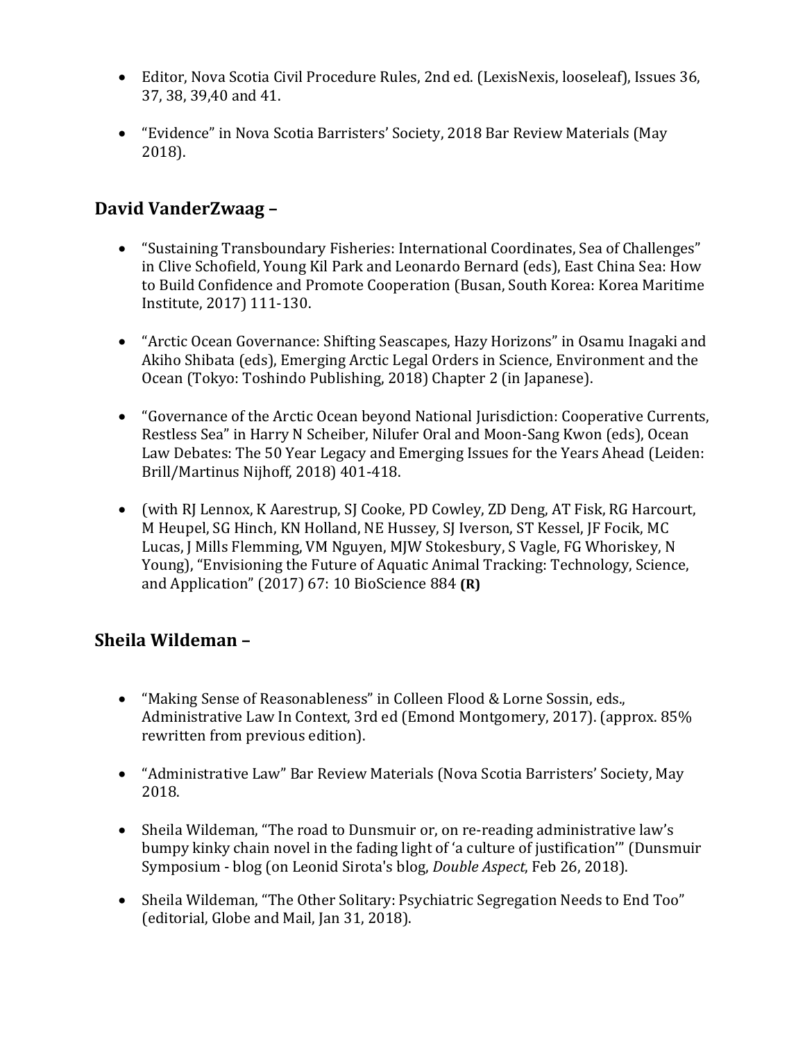- Editor, Nova Scotia Civil Procedure Rules, 2nd ed. (LexisNexis, looseleaf), Issues 36, 37, 38, 39,40 and 41.

- "Evidence" in Nova Scotia Barristers' Society, 2018 Bar Review Materials (May 2018).

## David VanderZwaag –

- "Sustaining Transboundary Fisheries: International Coordinates, Sea of Challenges" in Clive Schofield, Young Kil Park and Leonardo Bernard (eds), East China Sea: How to Build Confidence and Promote Cooperation (Busan, South Korea: Korea Maritime Institute, 2017) 111-130.

- "Arctic Ocean Governance: Shifting Seascapes, Hazy Horizons" in Osamu Inagaki and Akiho Shibata (eds), Emerging Arctic Legal Orders in Science, Environment and the Ocean (Tokyo: Toshindo Publishing, 2018) Chapter 2 (in Japanese).

- "Governance of the Arctic Ocean beyond National Jurisdiction: Cooperative Currents, Restless Sea" in Harry N Scheiber, Nilufer Oral and Moon-Sang Kwon (eds), Ocean Law Debates: The 50 Year Legacy and Emerging Issues for the Years Ahead (Leiden: Brill/Martinus Nijhoff, 2018) 401-418.

- (with RJ Lennox, K Aarestrup, SJ Cooke, PD Cowley, ZD Deng, AT Fisk, RG Harcourt, M Heupel, SG Hinch, KN Holland, NE Hussey, SJ Iverson, ST Kessel, JF Focik, MC Lucas, J Mills Flemming, VM Nguyen, MJW Stokesbury, S Vagle, FG Whoriskey, N Young), "Envisioning the Future of Aquatic Animal Tracking: Technology, Science, and Application" (2017) 67: 10 BioScience 884 **(R)**

## Sheila Wildeman –

- "Making Sense of Reasonableness" in Colleen Flood & Lorne Sossin, eds., Administrative Law In Context, 3rd ed (Emond Montgomery, 2017). (approx. 85% rewritten from previous edition).

- "Administrative Law" Bar Review Materials (Nova Scotia Barristers' Society, May 2018.

- Sheila Wildeman, "The road to Dunsmuir or, on re-reading administrative law's bumpy kinky chain novel in the fading light of 'a culture of justification'" (Dunsmuir Symposium - blog (on Leonid Sirota's blog, *Double Aspect*, Feb 26, 2018).

- Sheila Wildeman, "The Other Solitary: Psychiatric Segregation Needs to End Too" (editorial, Globe and Mail, Jan 31, 2018).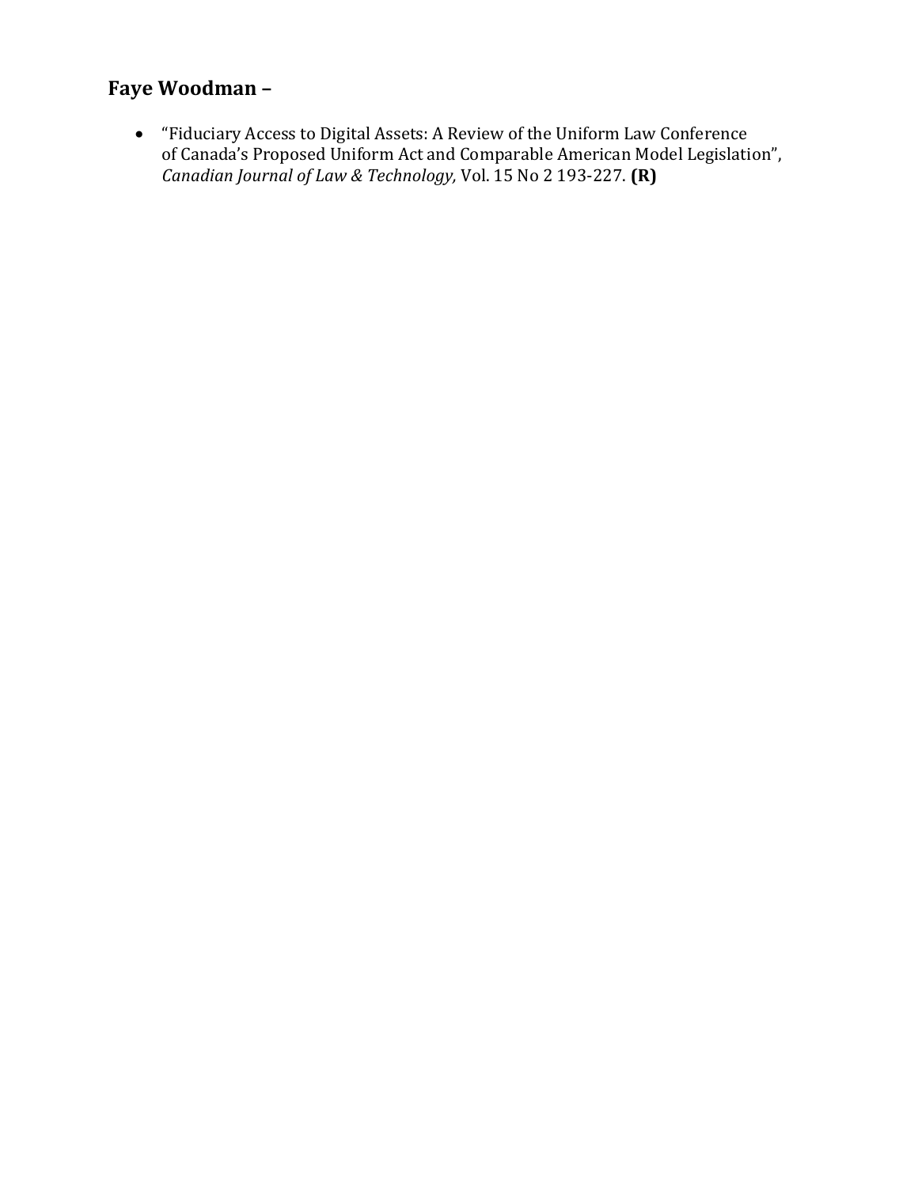## Faye Woodman –

- "Fiduciary Access to Digital Assets: A Review of the Uniform Law Conference of Canada's Proposed Uniform Act and Comparable American Model Legislation", *Canadian Journal of Law & Technology,* Vol. 15 No 2 193-227. **(R)**